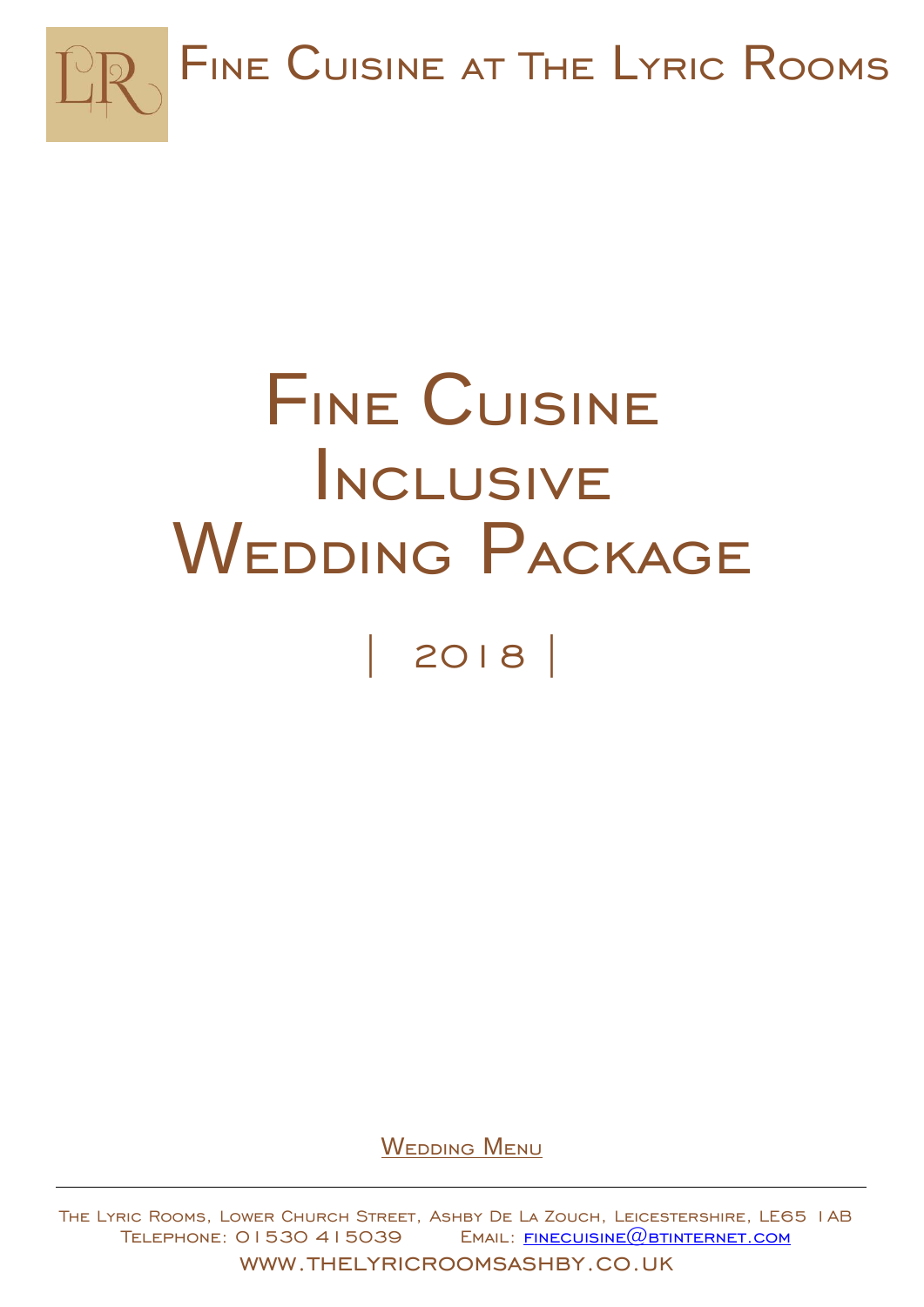# Fine Cuisine at The Lyric Rooms

# Fine Cuisine Inclusive Wedding Package

## | 2018 |

Wedding Menu

---

The Lyric Rooms, Lower Church Street, Ashby De La Zouch, Leicestershire, LE65 1AB
Telephone: 01530 415039 Email: finecuisine@btinternet.com
www.thelyricroomsashby.co.uk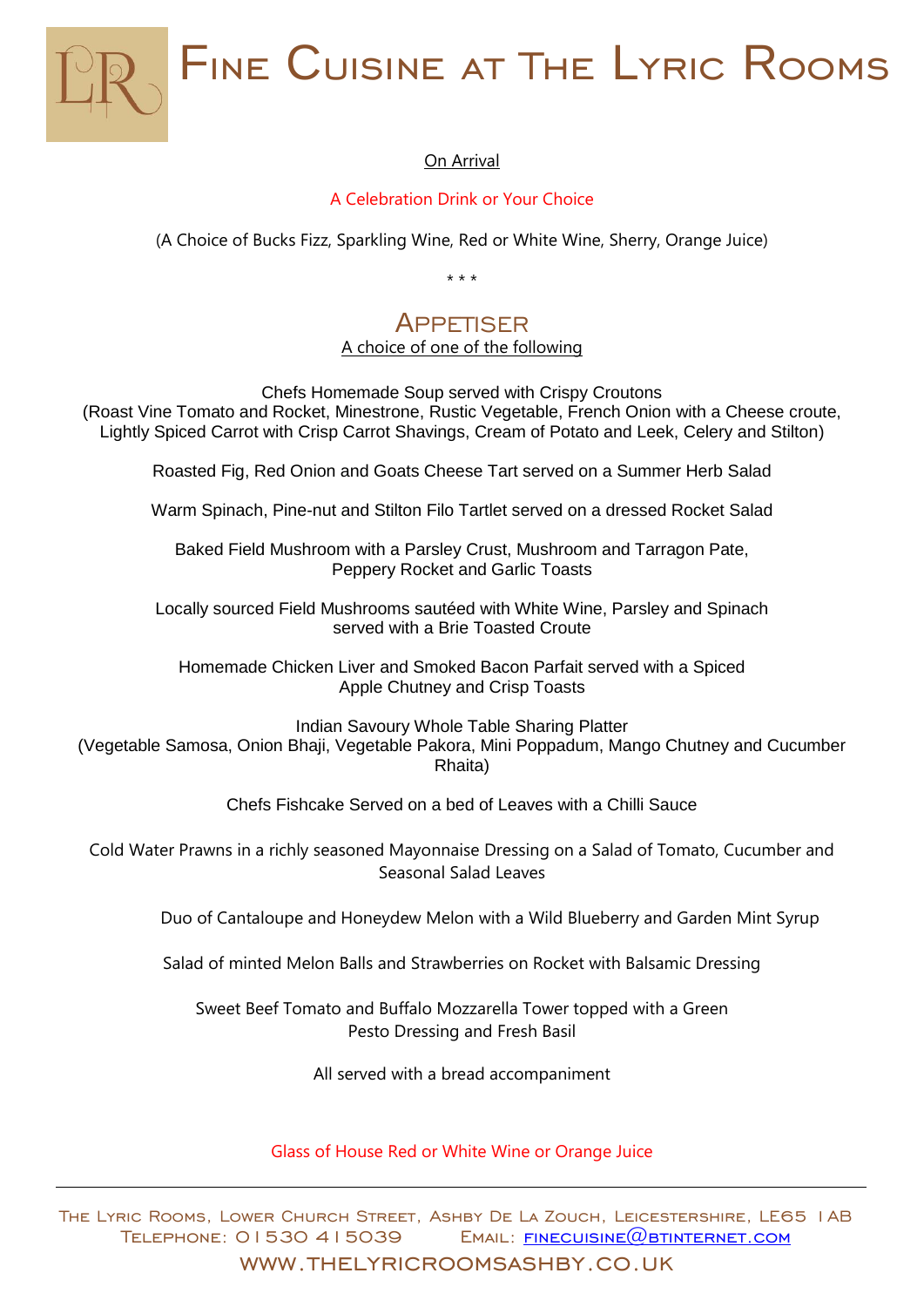# Fine Cuisine at The Lyric Rooms

On Arrival

A Celebration Drink or Your Choice

(A Choice of Bucks Fizz, Sparkling Wine, Red or White Wine, Sherry, Orange Juice)

\* \* \*

## Appetiser

A choice of one of the following

Chefs Homemade Soup served with Crispy Croutons
(Roast Vine Tomato and Rocket, Minestrone, Rustic Vegetable, French Onion with a Cheese croute, Lightly Spiced Carrot with Crisp Carrot Shavings, Cream of Potato and Leek, Celery and Stilton)

Roasted Fig, Red Onion and Goats Cheese Tart served on a Summer Herb Salad

Warm Spinach, Pine-nut and Stilton Filo Tartlet served on a dressed Rocket Salad

Baked Field Mushroom with a Parsley Crust, Mushroom and Tarragon Pate, Peppery Rocket and Garlic Toasts

Locally sourced Field Mushrooms sautéed with White Wine, Parsley and Spinach served with a Brie Toasted Croute

Homemade Chicken Liver and Smoked Bacon Parfait served with a Spiced Apple Chutney and Crisp Toasts

Indian Savoury Whole Table Sharing Platter
(Vegetable Samosa, Onion Bhaji, Vegetable Pakora, Mini Poppadum, Mango Chutney and Cucumber Rhaita)

Chefs Fishcake Served on a bed of Leaves with a Chilli Sauce

Cold Water Prawns in a richly seasoned Mayonnaise Dressing on a Salad of Tomato, Cucumber and Seasonal Salad Leaves

Duo of Cantaloupe and Honeydew Melon with a Wild Blueberry and Garden Mint Syrup

Salad of minted Melon Balls and Strawberries on Rocket with Balsamic Dressing

Sweet Beef Tomato and Buffalo Mozzarella Tower topped with a Green Pesto Dressing and Fresh Basil

All served with a bread accompaniment

Glass of House Red or White Wine or Orange Juice

---

The Lyric Rooms, Lower Church Street, Ashby De La Zouch, Leicestershire, LE65 1AB
Telephone: 01530 415039 Email: finecuisine@btinternet.com
www.thelyricroomsashby.co.uk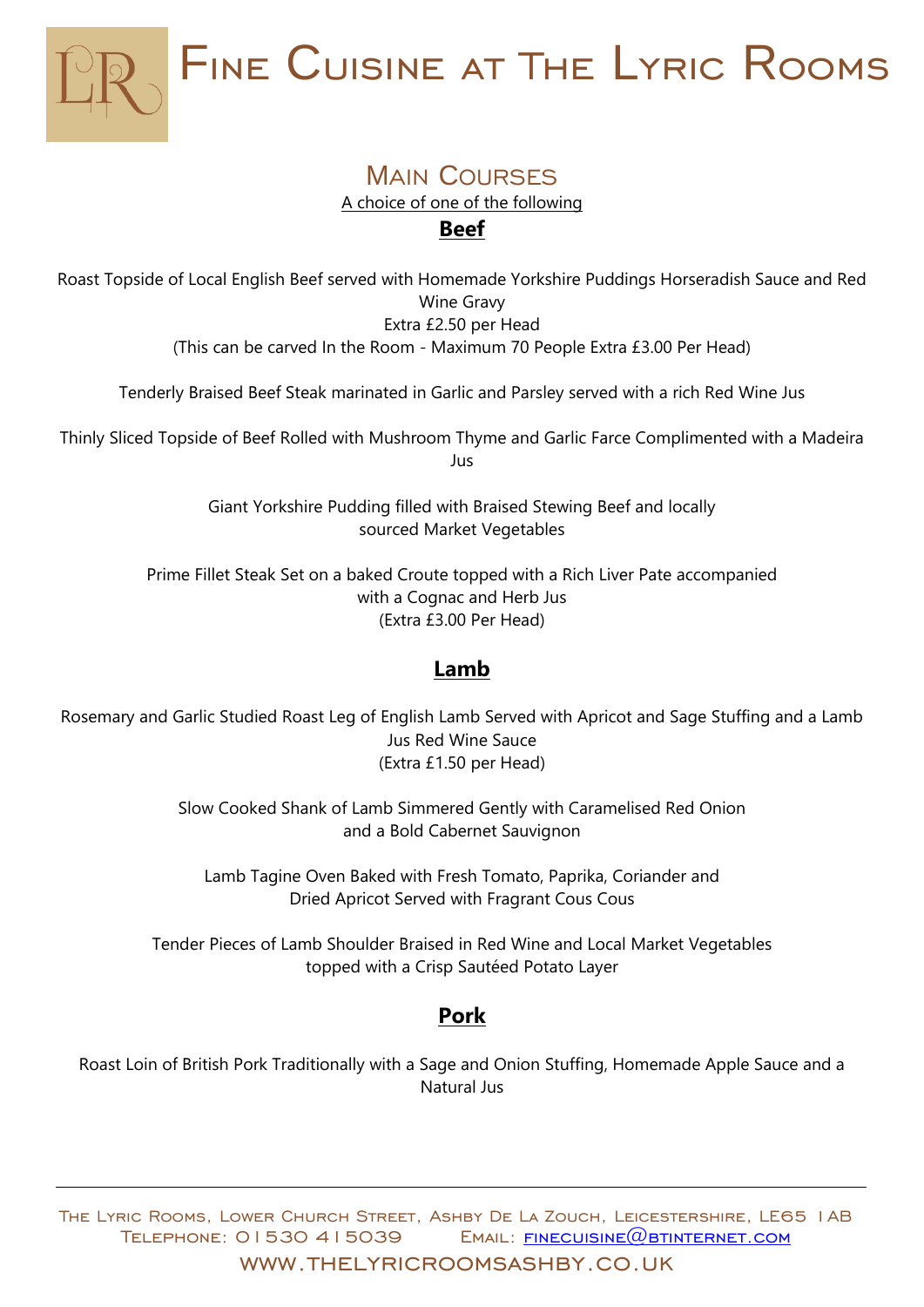# Fine Cuisine at The Lyric Rooms

## Main Courses

A choice of one of the following

### Beef

Roast Topside of Local English Beef served with Homemade Yorkshire Puddings Horseradish Sauce and Red Wine Gravy
Extra £2.50 per Head
(This can be carved In the Room - Maximum 70 People Extra £3.00 Per Head)

Tenderly Braised Beef Steak marinated in Garlic and Parsley served with a rich Red Wine Jus

Thinly Sliced Topside of Beef Rolled with Mushroom Thyme and Garlic Farce Complimented with a Madeira Jus

Giant Yorkshire Pudding filled with Braised Stewing Beef and locally sourced Market Vegetables

Prime Fillet Steak Set on a baked Croute topped with a Rich Liver Pate accompanied with a Cognac and Herb Jus
(Extra £3.00 Per Head)

### Lamb

Rosemary and Garlic Studied Roast Leg of English Lamb Served with Apricot and Sage Stuffing and a Lamb Jus Red Wine Sauce
(Extra £1.50 per Head)

Slow Cooked Shank of Lamb Simmered Gently with Caramelised Red Onion and a Bold Cabernet Sauvignon

Lamb Tagine Oven Baked with Fresh Tomato, Paprika, Coriander and Dried Apricot Served with Fragrant Cous Cous

Tender Pieces of Lamb Shoulder Braised in Red Wine and Local Market Vegetables topped with a Crisp Sautéed Potato Layer

### Pork

Roast Loin of British Pork Traditionally with a Sage and Onion Stuffing, Homemade Apple Sauce and a Natural Jus

The Lyric Rooms, Lower Church Street, Ashby De La Zouch, Leicestershire, LE65 1AB
Telephone: 01530 415039 Email: finecuisine@btinternet.com
www.thelyricroomsashby.co.uk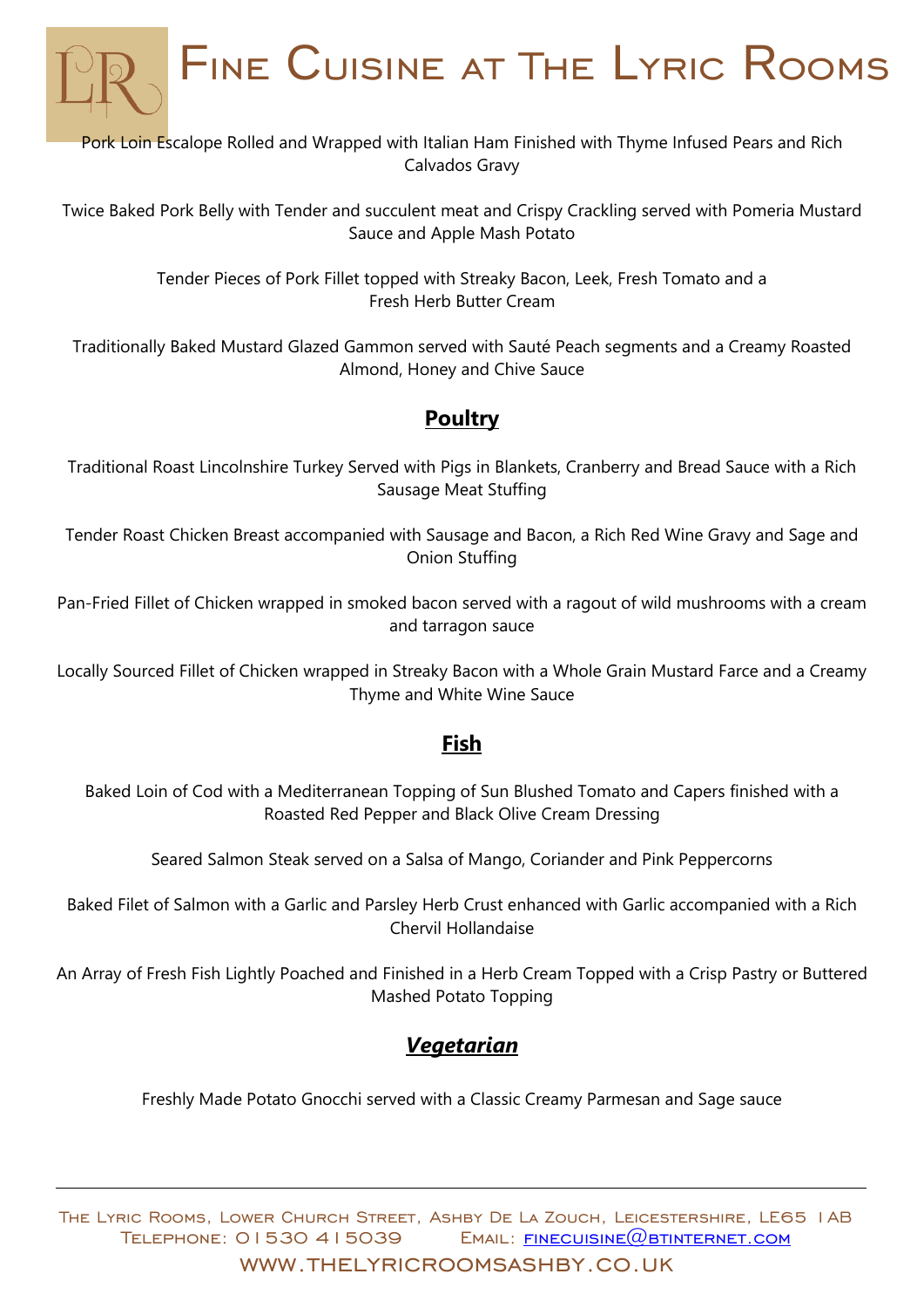Pork Loin Escalope Rolled and Wrapped with Italian Ham Finished with Thyme Infused Pears and Rich Calvados Gravy

Twice Baked Pork Belly with Tender and succulent meat and Crispy Crackling served with Pomeria Mustard Sauce and Apple Mash Potato

Tender Pieces of Pork Fillet topped with Streaky Bacon, Leek, Fresh Tomato and a Fresh Herb Butter Cream

Traditionally Baked Mustard Glazed Gammon served with Sauté Peach segments and a Creamy Roasted Almond, Honey and Chive Sauce

## **Poultry**

Traditional Roast Lincolnshire Turkey Served with Pigs in Blankets, Cranberry and Bread Sauce with a Rich Sausage Meat Stuffing

Tender Roast Chicken Breast accompanied with Sausage and Bacon, a Rich Red Wine Gravy and Sage and Onion Stuffing

Pan-Fried Fillet of Chicken wrapped in smoked bacon served with a ragout of wild mushrooms with a cream and tarragon sauce

Locally Sourced Fillet of Chicken wrapped in Streaky Bacon with a Whole Grain Mustard Farce and a Creamy Thyme and White Wine Sauce

## **Fish**

Baked Loin of Cod with a Mediterranean Topping of Sun Blushed Tomato and Capers finished with a Roasted Red Pepper and Black Olive Cream Dressing

Seared Salmon Steak served on a Salsa of Mango, Coriander and Pink Peppercorns

Baked Filet of Salmon with a Garlic and Parsley Herb Crust enhanced with Garlic accompanied with a Rich Chervil Hollandaise

An Array of Fresh Fish Lightly Poached and Finished in a Herb Cream Topped with a Crisp Pastry or Buttered Mashed Potato Topping

## ***Vegetarian***

Freshly Made Potato Gnocchi served with a Classic Creamy Parmesan and Sage sauce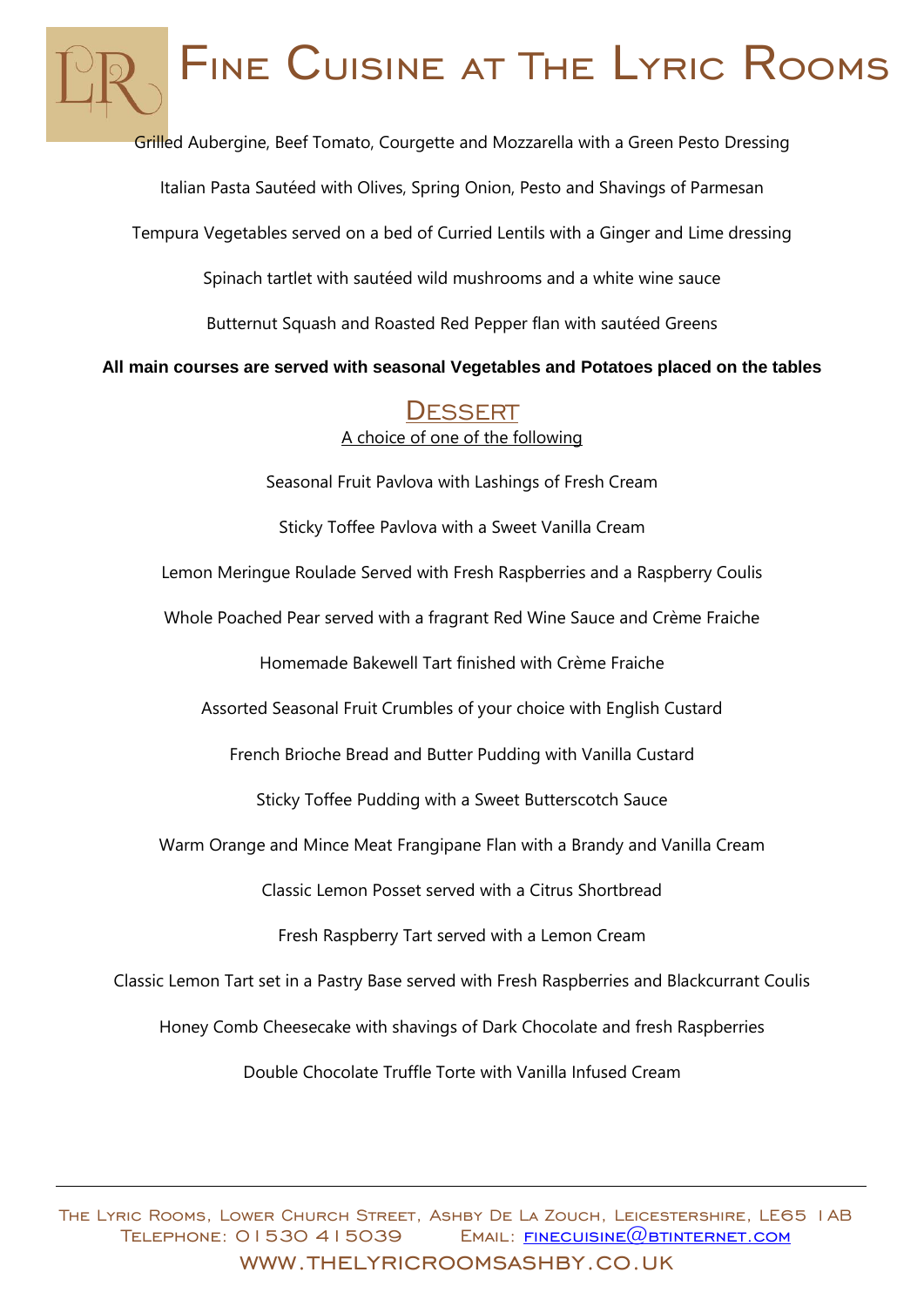# Fine Cuisine at The Lyric Rooms

Grilled Aubergine, Beef Tomato, Courgette and Mozzarella with a Green Pesto Dressing

Italian Pasta Sautéed with Olives, Spring Onion, Pesto and Shavings of Parmesan

Tempura Vegetables served on a bed of Curried Lentils with a Ginger and Lime dressing

Spinach tartlet with sautéed wild mushrooms and a white wine sauce

Butternut Squash and Roasted Red Pepper flan with sautéed Greens

**All main courses are served with seasonal Vegetables and Potatoes placed on the tables**

## Dessert

A choice of one of the following

Seasonal Fruit Pavlova with Lashings of Fresh Cream

Sticky Toffee Pavlova with a Sweet Vanilla Cream

Lemon Meringue Roulade Served with Fresh Raspberries and a Raspberry Coulis

Whole Poached Pear served with a fragrant Red Wine Sauce and Crème Fraiche

Homemade Bakewell Tart finished with Crème Fraiche

Assorted Seasonal Fruit Crumbles of your choice with English Custard

French Brioche Bread and Butter Pudding with Vanilla Custard

Sticky Toffee Pudding with a Sweet Butterscotch Sauce

Warm Orange and Mince Meat Frangipane Flan with a Brandy and Vanilla Cream

Classic Lemon Posset served with a Citrus Shortbread

Fresh Raspberry Tart served with a Lemon Cream

Classic Lemon Tart set in a Pastry Base served with Fresh Raspberries and Blackcurrant Coulis

Honey Comb Cheesecake with shavings of Dark Chocolate and fresh Raspberries

Double Chocolate Truffle Torte with Vanilla Infused Cream

---

The Lyric Rooms, Lower Church Street, Ashby De La Zouch, Leicestershire, LE65 1AB
Telephone: 01530 415039 Email: finecuisine@btinternet.com
www.thelyricroomsashby.co.uk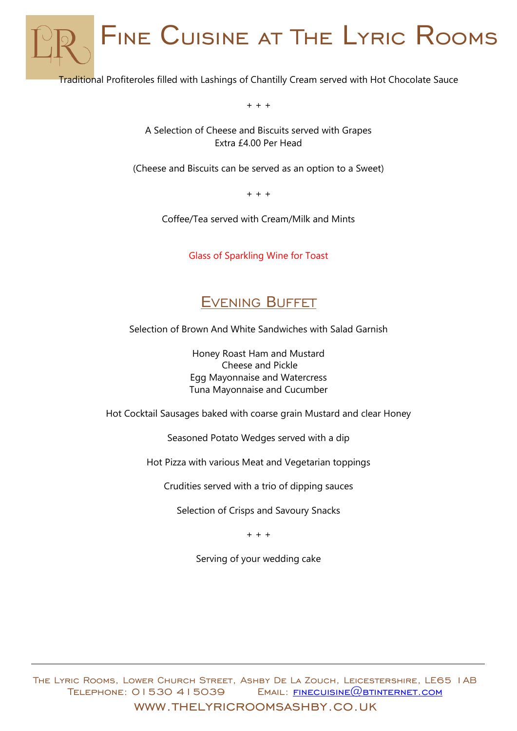# Fine Cuisine at The Lyric Rooms

Traditional Profiteroles filled with Lashings of Chantilly Cream served with Hot Chocolate Sauce

+ + +

A Selection of Cheese and Biscuits served with Grapes
Extra £4.00 Per Head

(Cheese and Biscuits can be served as an option to a Sweet)

+ + +

Coffee/Tea served with Cream/Milk and Mints

Glass of Sparkling Wine for Toast

## Evening Buffet

Selection of Brown And White Sandwiches with Salad Garnish

Honey Roast Ham and Mustard
Cheese and Pickle
Egg Mayonnaise and Watercress
Tuna Mayonnaise and Cucumber

Hot Cocktail Sausages baked with coarse grain Mustard and clear Honey

Seasoned Potato Wedges served with a dip

Hot Pizza with various Meat and Vegetarian toppings

Crudities served with a trio of dipping sauces

Selection of Crisps and Savoury Snacks

+ + +

Serving of your wedding cake

The Lyric Rooms, Lower Church Street, Ashby De La Zouch, Leicestershire, LE65 1AB
Telephone: 01530 415039 Email: finecuisine@btinternet.com
www.thelyricroomsashby.co.uk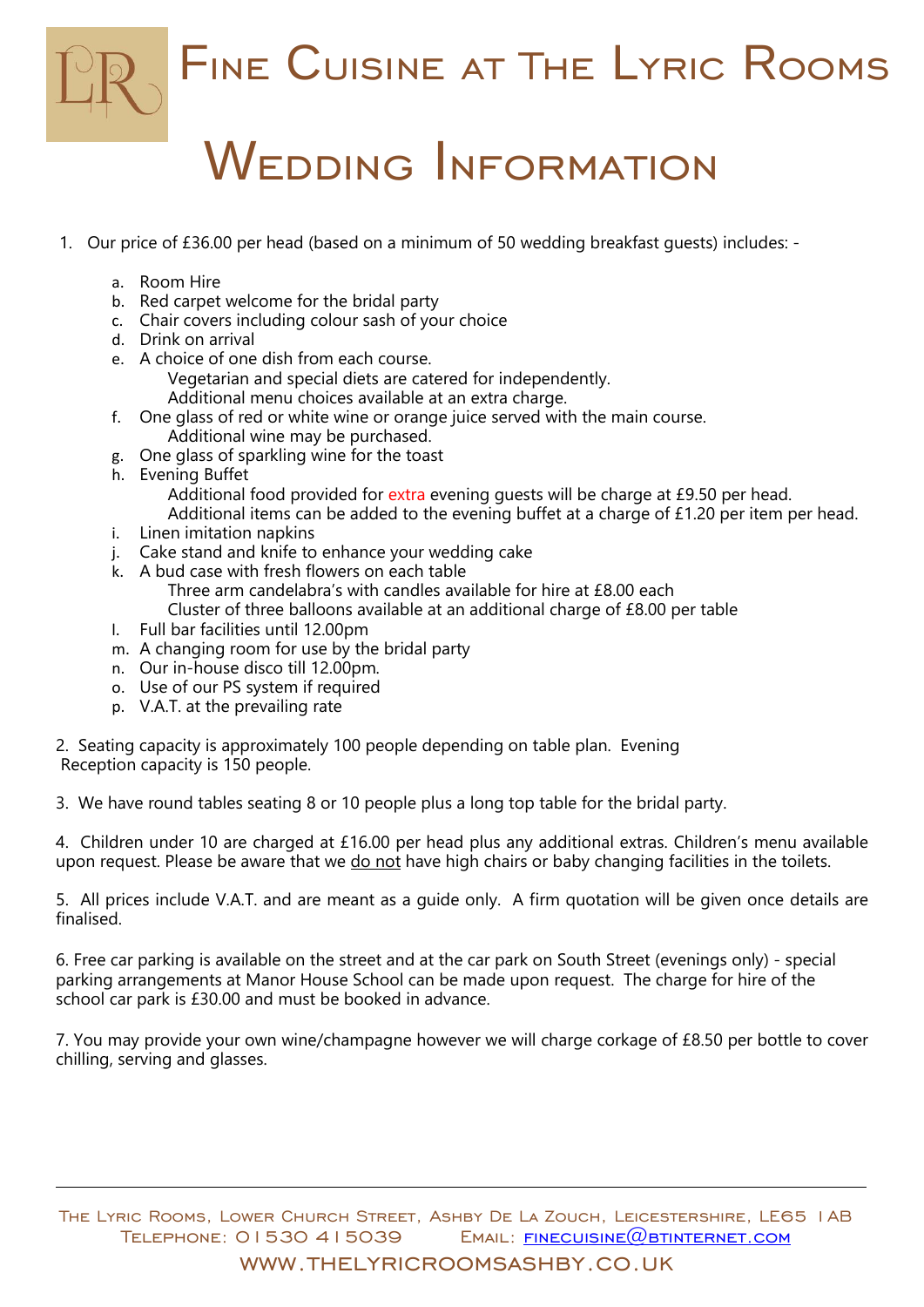# Fine Cuisine at The Lyric Rooms

# Wedding Information

1. Our price of £36.00 per head (based on a minimum of 50 wedding breakfast guests) includes: -
    a. Room Hire
    b. Red carpet welcome for the bridal party
    c. Chair covers including colour sash of your choice
    d. Drink on arrival
    e. A choice of one dish from each course.
        Vegetarian and special diets are catered for independently.
        Additional menu choices available at an extra charge.
    f. One glass of red or white wine or orange juice served with the main course.
        Additional wine may be purchased.
    g. One glass of sparkling wine for the toast
    h. Evening Buffet
        Additional food provided for extra evening guests will be charge at £9.50 per head.
        Additional items can be added to the evening buffet at a charge of £1.20 per item per head.
    i. Linen imitation napkins
    j. Cake stand and knife to enhance your wedding cake
    k. A bud case with fresh flowers on each table
        Three arm candelabra's with candles available for hire at £8.00 each
        Cluster of three balloons available at an additional charge of £8.00 per table
    l. Full bar facilities until 12.00pm
    m. A changing room for use by the bridal party
    n. Our in-house disco till 12.00pm.
    o. Use of our PS system if required
    p. V.A.T. at the prevailing rate

2. Seating capacity is approximately 100 people depending on table plan. Evening Reception capacity is 150 people.

3. We have round tables seating 8 or 10 people plus a long top table for the bridal party.

4. Children under 10 are charged at £16.00 per head plus any additional extras. Children's menu available upon request. Please be aware that we do not have high chairs or baby changing facilities in the toilets.

5. All prices include V.A.T. and are meant as a guide only. A firm quotation will be given once details are finalised.

6. Free car parking is available on the street and at the car park on South Street (evenings only) - special parking arrangements at Manor House School can be made upon request. The charge for hire of the school car park is £30.00 and must be booked in advance.

7. You may provide your own wine/champagne however we will charge corkage of £8.50 per bottle to cover chilling, serving and glasses.

---

The Lyric Rooms, Lower Church Street, Ashby De La Zouch, Leicestershire, LE65 1AB
Telephone: 01530 415039 Email: finecuisine@btinternet.com
www.thelyricroomsashby.co.uk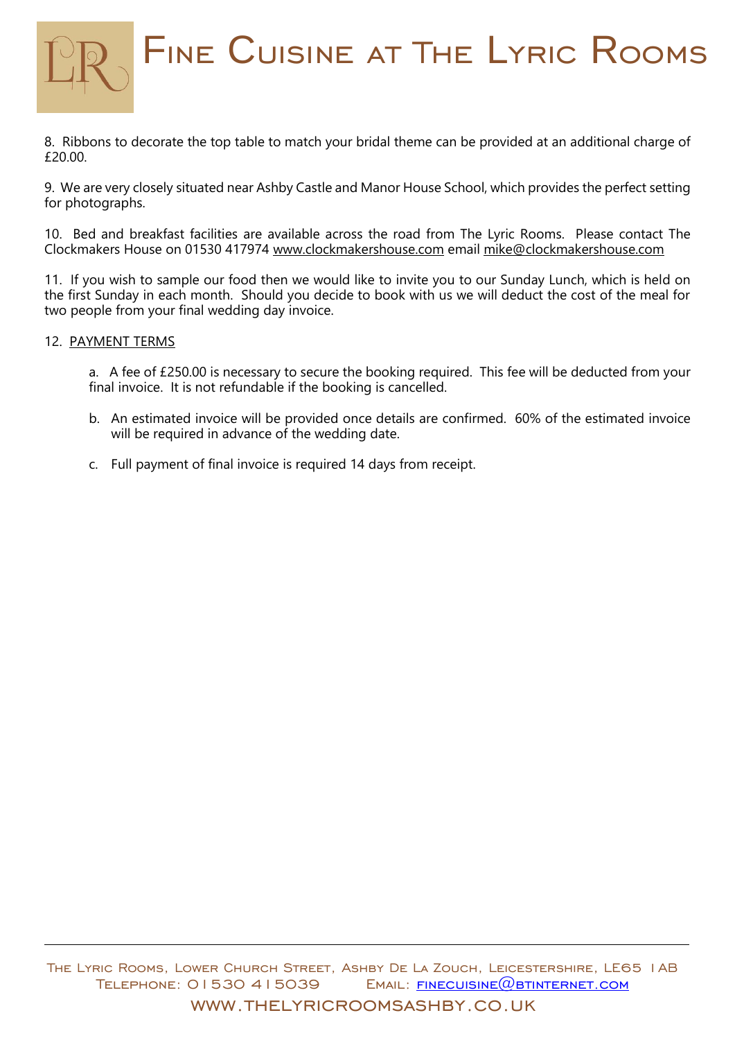8. Ribbons to decorate the top table to match your bridal theme can be provided at an additional charge of £20.00.

9. We are very closely situated near Ashby Castle and Manor House School, which provides the perfect setting for photographs.

10. Bed and breakfast facilities are available across the road from The Lyric Rooms. Please contact The Clockmakers House on 01530 417974 www.clockmakershouse.com email mike@clockmakershouse.com

11. If you wish to sample our food then we would like to invite you to our Sunday Lunch, which is held on the first Sunday in each month. Should you decide to book with us we will deduct the cost of the meal for two people from your final wedding day invoice.

12. PAYMENT TERMS

a. A fee of £250.00 is necessary to secure the booking required. This fee will be deducted from your final invoice. It is not refundable if the booking is cancelled.

b. An estimated invoice will be provided once details are confirmed. 60% of the estimated invoice will be required in advance of the wedding date.

c. Full payment of final invoice is required 14 days from receipt.